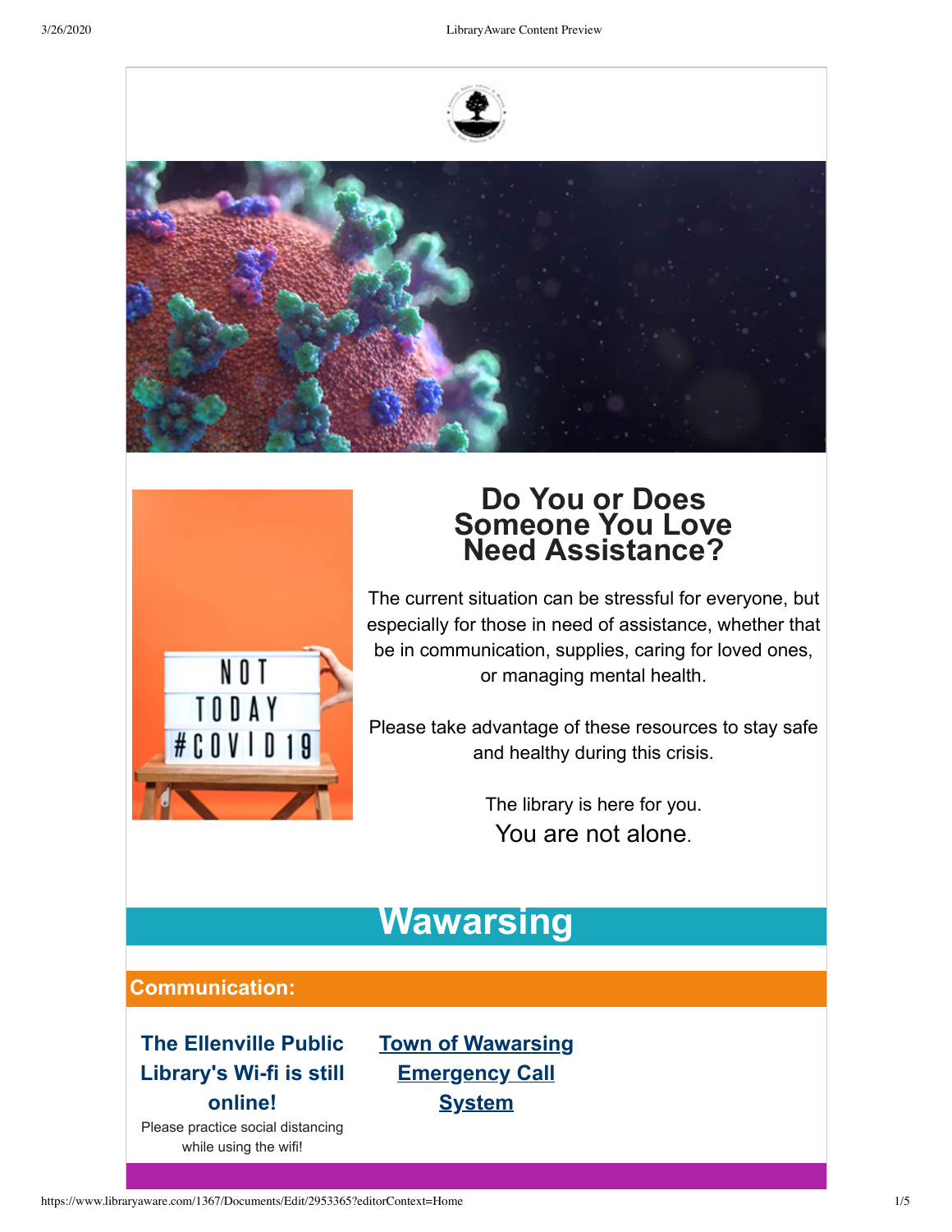## Do You or Does Someone You Love Need Assistance?

The current situation can be stressful for everyone, but especially for those in need of assistance, whether that be in communication, supplies, caring for loved ones, or managing mental health.

Please take advantage of these resources to stay safe and healthy during this crisis.

The library is here for you.

You are not alone.

# Wawarsing

## Communication:

### The Ellenville Public Library's Wi-fi is still online!

Please practice social distancing while using the wifi!

### Town of Wawarsing Emergency Call System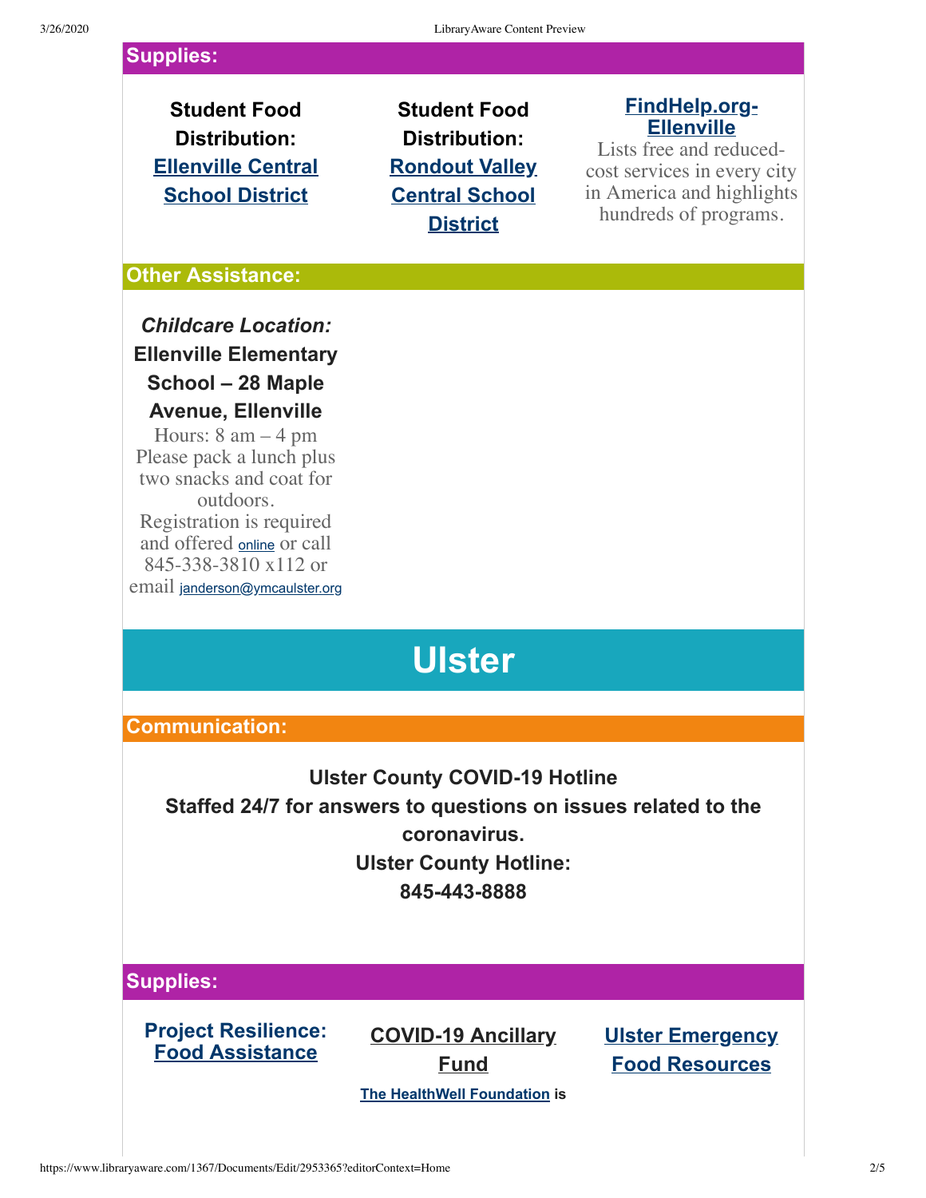## Supplies:

**Student Food Distribution: Ellenville Central School District**

**Student Food Distribution: Rondout Valley Central School District**

**FindHelp.org-Ellenville**
Lists free and reduced-cost services in every city in America and highlights hundreds of programs.

## Other Assistance:

***Childcare Location:***
**Ellenville Elementary School – 28 Maple Avenue, Ellenville**
Hours: 8 am – 4 pm
Please pack a lunch plus two snacks and coat for outdoors.
Registration is required and offered online or call 845-338-3810 x112 or email janderson@ymcaulster.org

# Ulster

## Communication:

**Ulster County COVID-19 Hotline**
**Staffed 24/7 for answers to questions on issues related to the coronavirus.**
**Ulster County Hotline:**
**845-443-8888**

## Supplies:

**Project Resilience: Food Assistance**

**COVID-19 Ancillary Fund**
**The HealthWell Foundation is**

**Ulster Emergency Food Resources**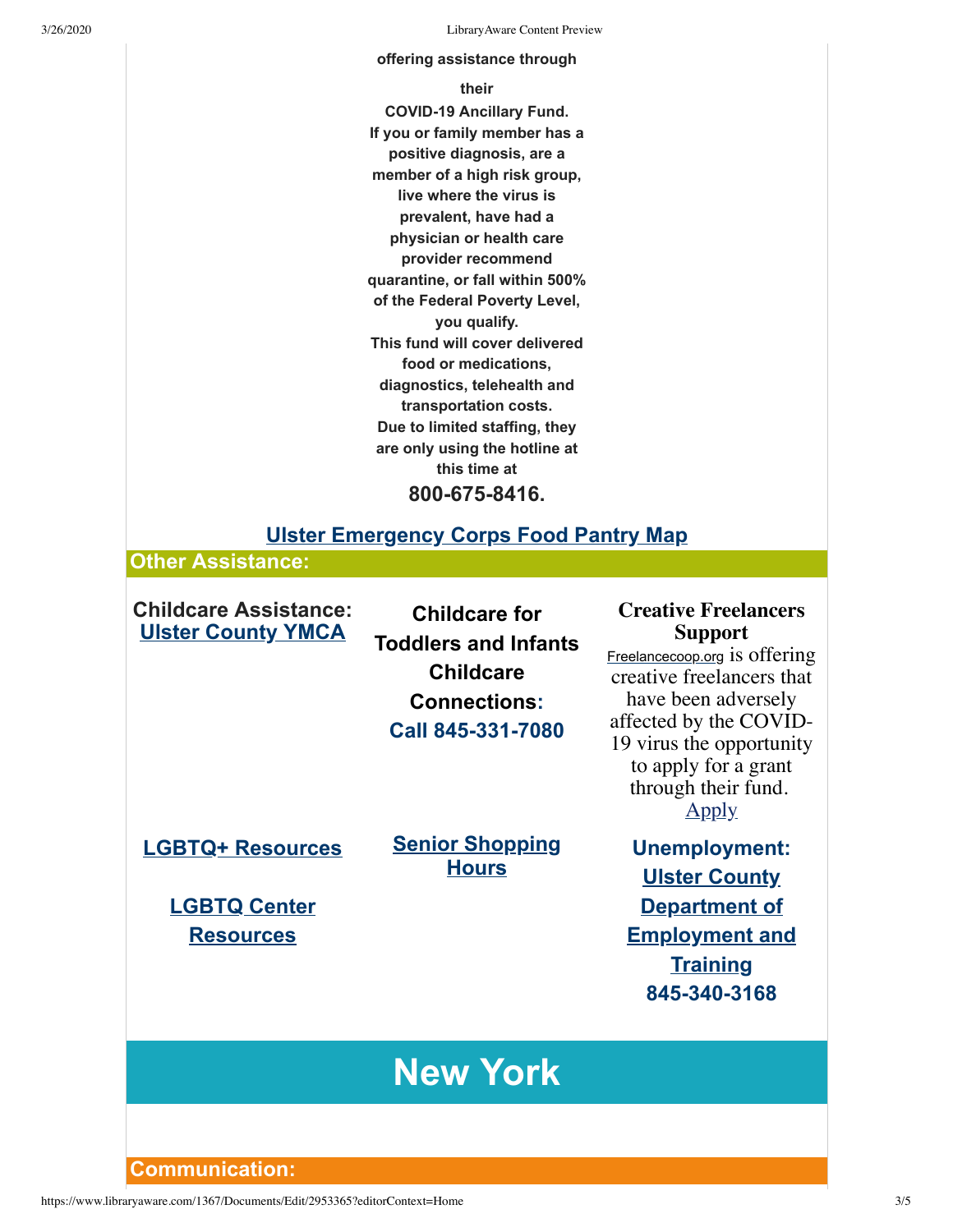**offering assistance through their COVID-19 Ancillary Fund. If you or family member has a positive diagnosis, are a member of a high risk group, live where the virus is prevalent, have had a physician or health care provider recommend quarantine, or fall within 500% of the Federal Poverty Level, you qualify.**

**This fund will cover delivered food or medications, diagnostics, telehealth and transportation costs.**

**Due to limited staffing, they are only using the hotline at this time at**

**800-675-8416.**

**Ulster Emergency Corps Food Pantry Map**

## Other Assistance:

**Childcare Assistance: Ulster County YMCA**

**Childcare for Toddlers and Infants Childcare Connections: Call 845-331-7080**

**Creative Freelancers Support**

Freelancecoop.org is offering creative freelancers that have been adversely affected by the COVID-19 virus the opportunity to apply for a grant through their fund. Apply

**LGBTQ+ Resources**

**LGBTQ Center Resources**

**Senior Shopping Hours**

**Unemployment: Ulster County Department of Employment and Training 845-340-3168**

# New York

## Communication: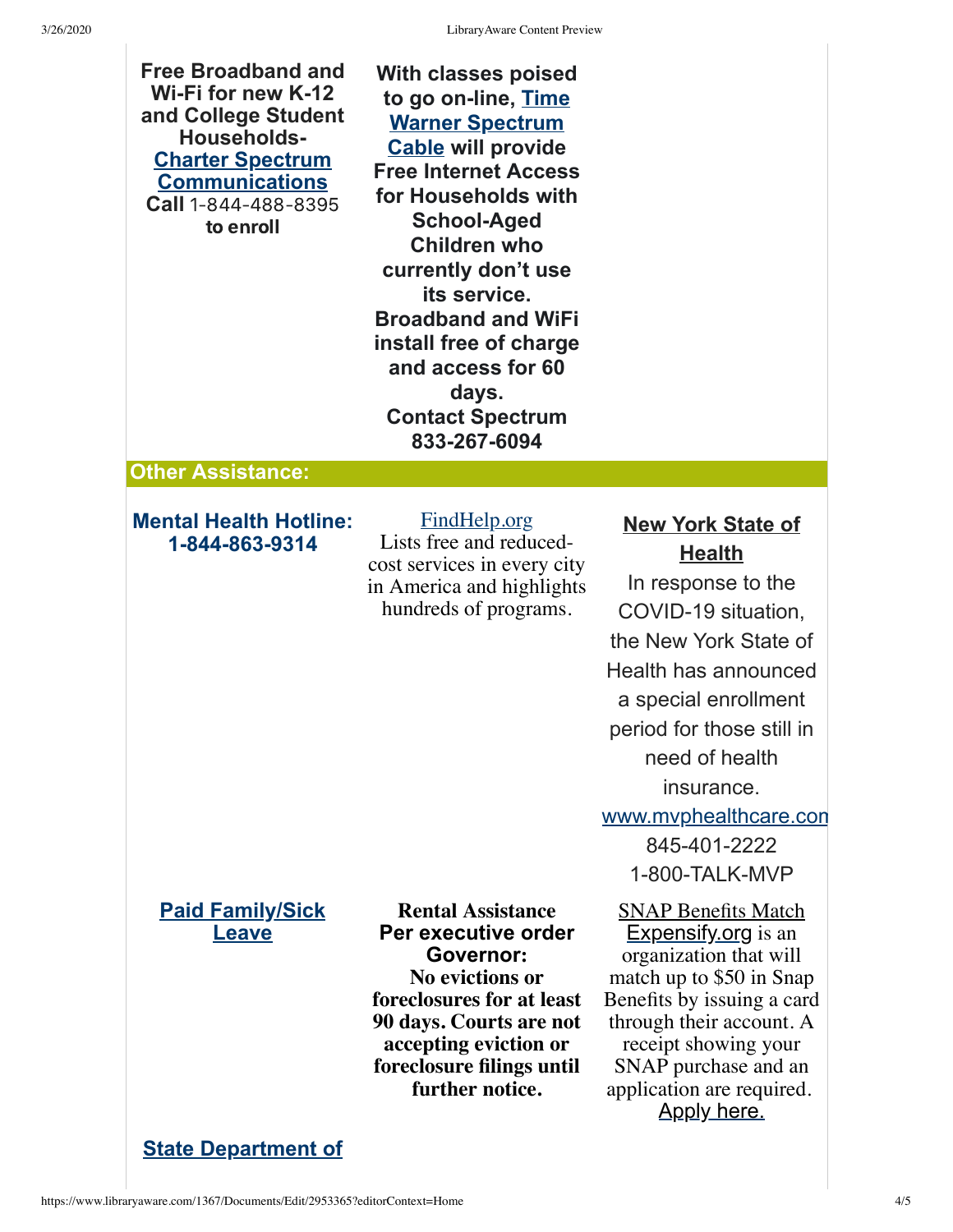**Free Broadband and Wi-Fi for new K-12 and College Student Households- Charter Spectrum Communications**
**Call** 1-844-488-8395 **to enroll**

**With classes poised to go on-line, Time Warner Spectrum Cable will provide Free Internet Access for Households with School-Aged Children who currently don't use its service. Broadband and WiFi install free of charge and access for 60 days.**
**Contact Spectrum 833-267-6094**

## Other Assistance:

**Mental Health Hotline: 1-844-863-9314**

FindHelp.org
Lists free and reduced-cost services in every city in America and highlights hundreds of programs.

**New York State of Health**
In response to the COVID-19 situation, the New York State of Health has announced a special enrollment period for those still in need of health insurance.
www.mvphealthcare.com
845-401-2222
1-800-TALK-MVP

**Paid Family/Sick Leave**

**Rental Assistance**
**Per executive order Governor:**
**No evictions or foreclosures for at least 90 days. Courts are not accepting eviction or foreclosure filings until further notice.**

SNAP Benefits Match
Expensify.org is an organization that will match up to $50 in Snap Benefits by issuing a card through their account. A receipt showing your SNAP purchase and an application are required.
Apply here.

**State Department of**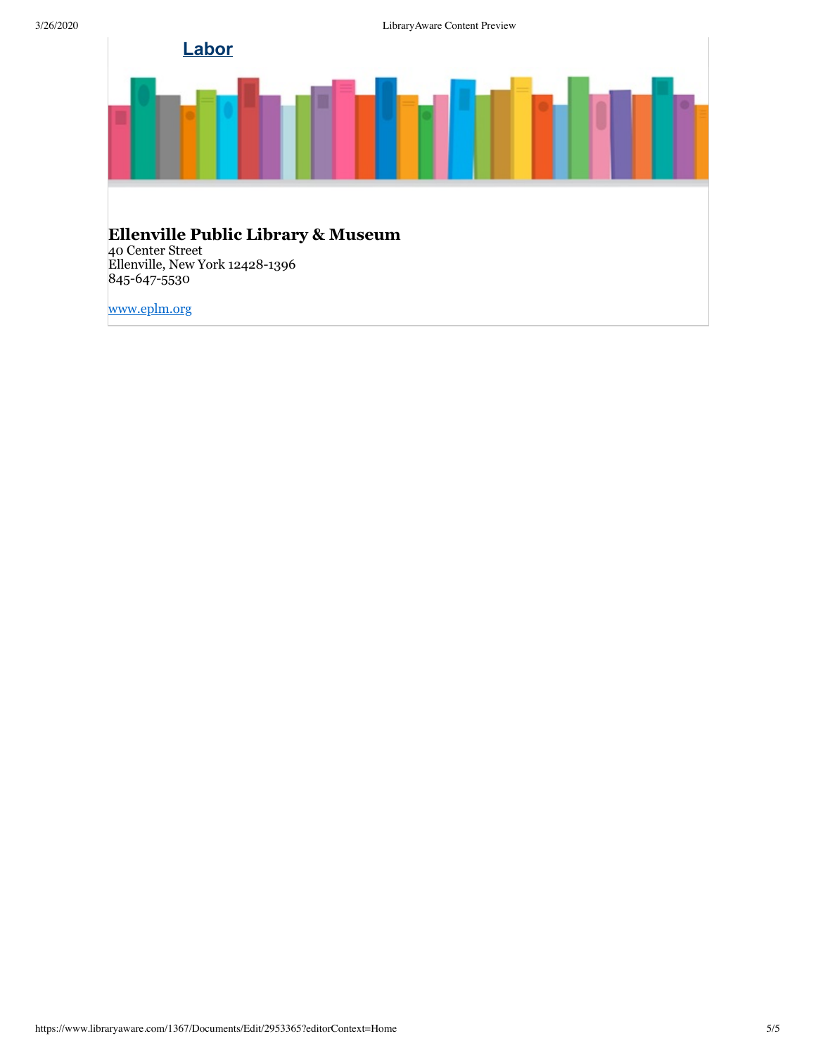Labor

**Ellenville Public Library & Museum**
40 Center Street
Ellenville, New York 12428-1396
845-647-5530

www.eplm.org